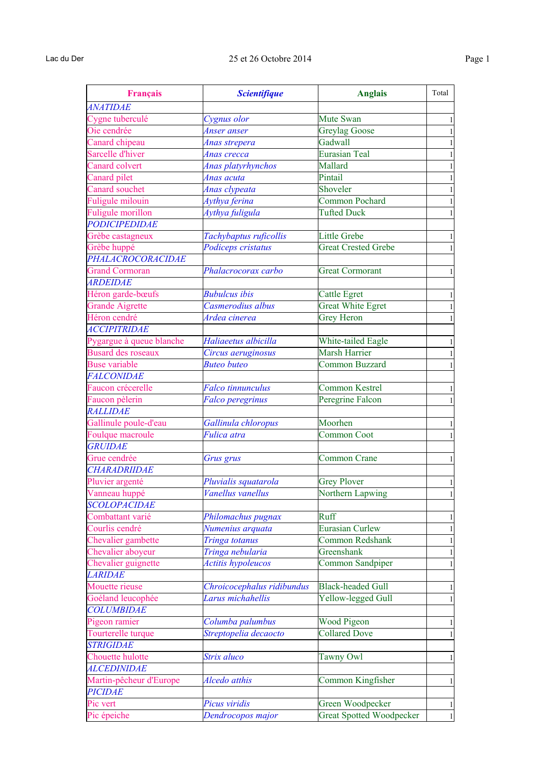Lac du Der 25 et 26 Octobre 2014

| Français | Scientifique | Anglais | Total |
|---|---|---|---|
| *ANATIDAE* | | | |
| Cygne tuberculé | *Cygnus olor* | Mute Swan | 1 |
| Oie cendrée | *Anser anser* | Greylag Goose | 1 |
| Canard chipeau | *Anas strepera* | Gadwall | 1 |
| Sarcelle d'hiver | *Anas crecca* | Eurasian Teal | 1 |
| Canard colvert | *Anas platyrhynchos* | Mallard | 1 |
| Canard pilet | *Anas acuta* | Pintail | 1 |
| Canard souchet | *Anas clypeata* | Shoveler | 1 |
| Fuligule milouin | *Aythya ferina* | Common Pochard | 1 |
| Fuligule morillon | *Aythya fuligula* | Tufted Duck | 1 |
| *PODICIPEDIDAE* | | | |
| Grèbe castagneux | *Tachybaptus ruficollis* | Little Grebe | 1 |
| Grèbe huppé | *Podiceps cristatus* | Great Crested Grebe | 1 |
| *PHALACROCORACIDAE* | | | |
| Grand Cormoran | *Phalacrocorax carbo* | Great Cormorant | 1 |
| *ARDEIDAE* | | | |
| Héron garde-bœufs | *Bubulcus ibis* | Cattle Egret | 1 |
| Grande Aigrette | *Casmerodius albus* | Great White Egret | 1 |
| Héron cendré | *Ardea cinerea* | Grey Heron | 1 |
| *ACCIPITRIDAE* | | | |
| Pygargue à queue blanche | *Haliaeetus albicilla* | White-tailed Eagle | 1 |
| Busard des roseaux | *Circus aeruginosus* | Marsh Harrier | 1 |
| Buse variable | *Buteo buteo* | Common Buzzard | 1 |
| *FALCONIDAE* | | | |
| Faucon crécerelle | *Falco tinnunculus* | Common Kestrel | 1 |
| Faucon pèlerin | *Falco peregrinus* | Peregrine Falcon | 1 |
| *RALLIDAE* | | | |
| Gallinule poule-d'eau | *Gallinula chloropus* | Moorhen | 1 |
| Foulque macroule | *Fulica atra* | Common Coot | 1 |
| *GRUIDAE* | | | |
| Grue cendrée | *Grus grus* | Common Crane | 1 |
| *CHARADRIIDAE* | | | |
| Pluvier argenté | *Pluvialis squatarola* | Grey Plover | 1 |
| Vanneau huppé | *Vanellus vanellus* | Northern Lapwing | 1 |
| *SCOLOPACIDAE* | | | |
| Combattant varié | *Philomachus pugnax* | Ruff | 1 |
| Courlis cendré | *Numenius arquata* | Eurasian Curlew | 1 |
| Chevalier gambette | *Tringa totanus* | Common Redshank | 1 |
| Chevalier aboyeur | *Tringa nebularia* | Greenshank | 1 |
| Chevalier guignette | *Actitis hypoleucos* | Common Sandpiper | 1 |
| *LARIDAE* | | | |
| Mouette rieuse | *Chroicocephalus ridibundus* | Black-headed Gull | 1 |
| Goéland leucophée | *Larus michahellis* | Yellow-legged Gull | 1 |
| *COLUMBIDAE* | | | |
| Pigeon ramier | *Columba palumbus* | Wood Pigeon | 1 |
| Tourterelle turque | *Streptopelia decaocto* | Collared Dove | 1 |
| *STRIGIDAE* | | | |
| Chouette hulotte | *Strix aluco* | Tawny Owl | 1 |
| *ALCEDINIDAE* | | | |
| Martin-pêcheur d'Europe | *Alcedo atthis* | Common Kingfisher | 1 |
| *PICIDAE* | | | |
| Pic vert | *Picus viridis* | Green Woodpecker | 1 |
| Pic épeiche | *Dendrocopos major* | Great Spotted Woodpecker | 1 |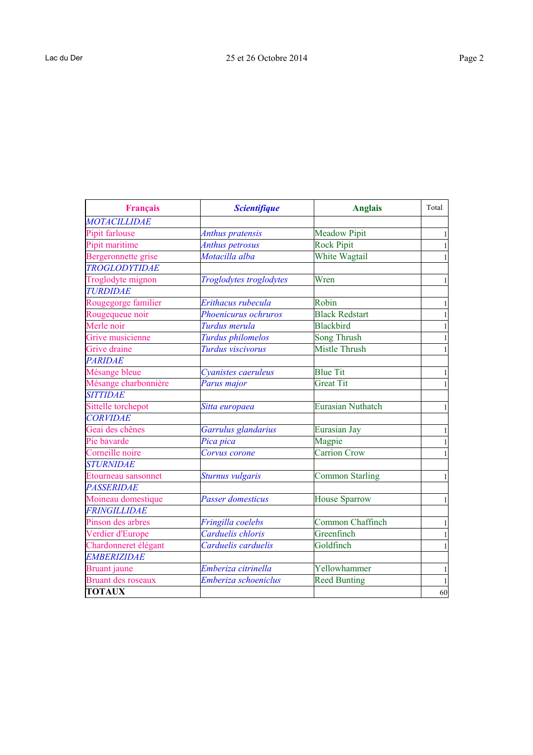| **Français** | ***Scientifique*** | **Anglais** | Total |
|---|---|---|---|
| *MOTACILLIDAE* | | | |
| Pipit farlouse | *Anthus pratensis* | Meadow Pipit | 1 |
| Pipit maritime | *Anthus petrosus* | Rock Pipit | 1 |
| Bergeronnette grise | *Motacilla alba* | White Wagtail | 1 |
| *TROGLODYTIDAE* | | | |
| Troglodyte mignon | *Troglodytes troglodytes* | Wren | 1 |
| *TURDIDAE* | | | |
| Rougegorge familier | *Erithacus rubecula* | Robin | 1 |
| Rougequeue noir | *Phoenicurus ochruros* | Black Redstart | 1 |
| Merle noir | *Turdus merula* | Blackbird | 1 |
| Grive musicienne | *Turdus philomelos* | Song Thrush | 1 |
| Grive draine | *Turdus viscivorus* | Mistle Thrush | 1 |
| *PARIDAE* | | | |
| Mésange bleue | *Cyanistes caeruleus* | Blue Tit | 1 |
| Mésange charbonnière | *Parus major* | Great Tit | 1 |
| *SITTIDAE* | | | |
| Sittelle torchepot | *Sitta europaea* | Eurasian Nuthatch | 1 |
| *CORVIDAE* | | | |
| Geai des chênes | *Garrulus glandarius* | Eurasian Jay | 1 |
| Pie bavarde | *Pica pica* | Magpie | 1 |
| Corneille noire | *Corvus corone* | Carrion Crow | 1 |
| *STURNIDAE* | | | |
| Etourneau sansonnet | *Sturnus vulgaris* | Common Starling | 1 |
| *PASSERIDAE* | | | |
| Moineau domestique | *Passer domesticus* | House Sparrow | 1 |
| *FRINGILLIDAE* | | | |
| Pinson des arbres | *Fringilla coelebs* | Common Chaffinch | 1 |
| Verdier d'Europe | *Carduelis chloris* | Greenfinch | 1 |
| Chardonneret élégant | *Carduelis carduelis* | Goldfinch | 1 |
| *EMBERIZIDAE* | | | |
| Bruant jaune | *Emberiza citrinella* | Yellowhammer | 1 |
| Bruant des roseaux | *Emberiza schoeniclus* | Reed Bunting | 1 |
| **TOTAUX** | | | 60 |